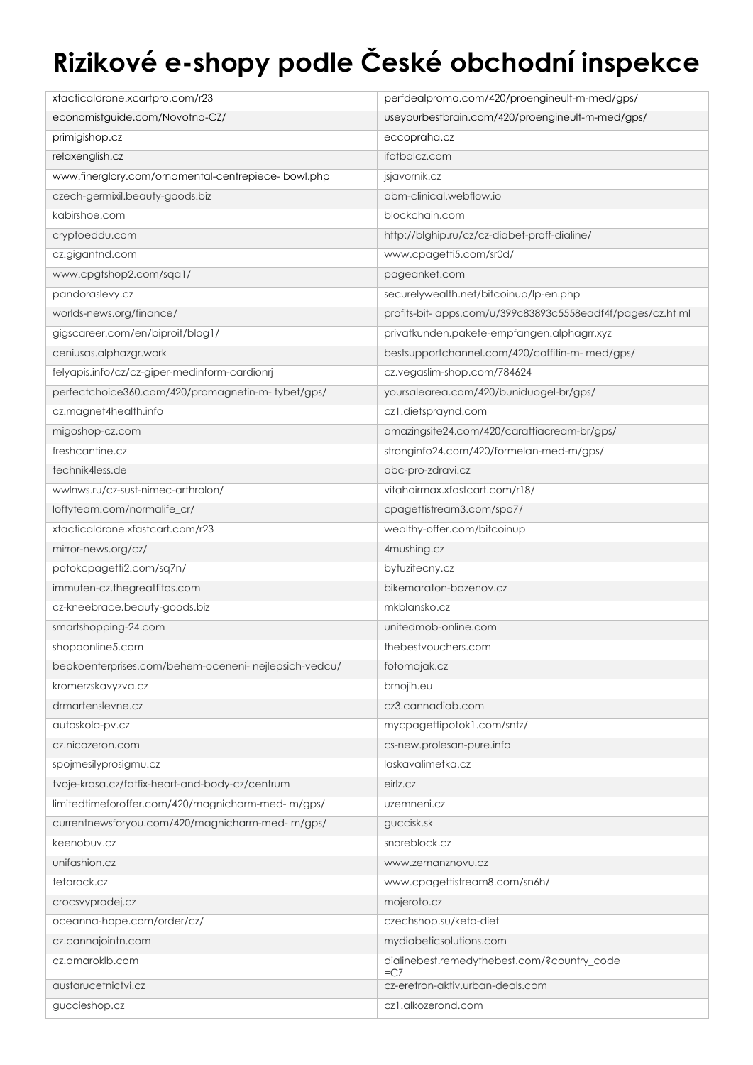# Rizikové e-shopy podle České obchodní inspekce

| | |
|---|---|
| xtacticaldrone.xcartpro.com/r23 | perfdealpromo.com/420/proengineult-m-med/gps/ |
| economistguide.com/Novotna-CZ/ | useyourbestbrain.com/420/proengineult-m-med/gps/ |
| primigishop.cz | eccopraha.cz |
| relaxenglish.cz | ifotbalcz.com |
| www.finerglory.com/ornamental-centrepiece- bowl.php | jsjavornik.cz |
| czech-germixil.beauty-goods.biz | abm-clinical.webflow.io |
| kabirshoe.com | blockchain.com |
| cryptoeddu.com | http://blghip.ru/cz/cz-diabet-proff-dialine/ |
| cz.gigantnd.com | www.cpagetti5.com/sr0d/ |
| www.cpgtshop2.com/sqa1/ | pageanket.com |
| pandoraslevy.cz | securelywealth.net/bitcoinup/lp-en.php |
| worlds-news.org/finance/ | profits-bit- apps.com/u/399c83893c5558eadf4f/pages/cz.ht ml |
| gigscareer.com/en/biproit/blog1/ | privatkunden.pakete-empfangen.alphagrr.xyz |
| ceniusas.alphazgr.work | bestsupportchannel.com/420/coffitin-m- med/gps/ |
| felyapis.info/cz/cz-giper-medinform-cardionrj | cz.vegaslim-shop.com/784624 |
| perfectchoice360.com/420/promagnetin-m- tybet/gps/ | yoursalearea.com/420/buniduogel-br/gps/ |
| cz.magnet4health.info | cz1.dietspraynd.com |
| migoshop-cz.com | amazingsite24.com/420/carattiacream-br/gps/ |
| freshcantine.cz | stronginfo24.com/420/formelan-med-m/gps/ |
| technik4less.de | abc-pro-zdravi.cz |
| wwlnws.ru/cz-sust-nimec-arthrolon/ | vitahairmax.xfastcart.com/r18/ |
| loftyteam.com/normalife_cr/ | cpagettistream3.com/spo7/ |
| xtacticaldrone.xfastcart.com/r23 | wealthy-offer.com/bitcoinup |
| mirror-news.org/cz/ | 4mushing.cz |
| potokcpagetti2.com/sq7n/ | bytuzitecny.cz |
| immuten-cz.thegreatfitos.com | bikemaraton-bozenov.cz |
| cz-kneebrace.beauty-goods.biz | mkblansko.cz |
| smartshopping-24.com | unitedmob-online.com |
| shopoonline5.com | thebestvouchers.com |
| bepkoenterprises.com/behem-oceneni- nejlepsich-vedcu/ | fotomajak.cz |
| kromerzskavyzva.cz | brnojih.eu |
| drmartenslevne.cz | cz3.cannadiab.com |
| autoskola-pv.cz | mycpagettipotok1.com/sntz/ |
| cz.nicozeron.com | cs-new.prolesan-pure.info |
| spojmesilyprosigmu.cz | laskavalimetka.cz |
| tvoje-krasa.cz/fatfix-heart-and-body-cz/centrum | eirlz.cz |
| limitedtimeforoffer.com/420/magnicharm-med- m/gps/ | uzemneni.cz |
| currentnewsforyou.com/420/magnicharm-med- m/gps/ | guccisk.sk |
| keenobuv.cz | snoreblock.cz |
| unifashion.cz | www.zemanznovu.cz |
| tetarock.cz | www.cpagettistream8.com/sn6h/ |
| crocsvyprodej.cz | mojeroto.cz |
| oceanna-hope.com/order/cz/ | czechshop.su/keto-diet |
| cz.cannajointn.com | mydiabeticsolutions.com |
| cz.amaroklb.com | dialinebest.remedythebest.com/?country_code =CZ |
| austarucetnictvi.cz | cz-eretron-aktiv.urban-deals.com |
| guccieshop.cz | cz1.alkozerond.com |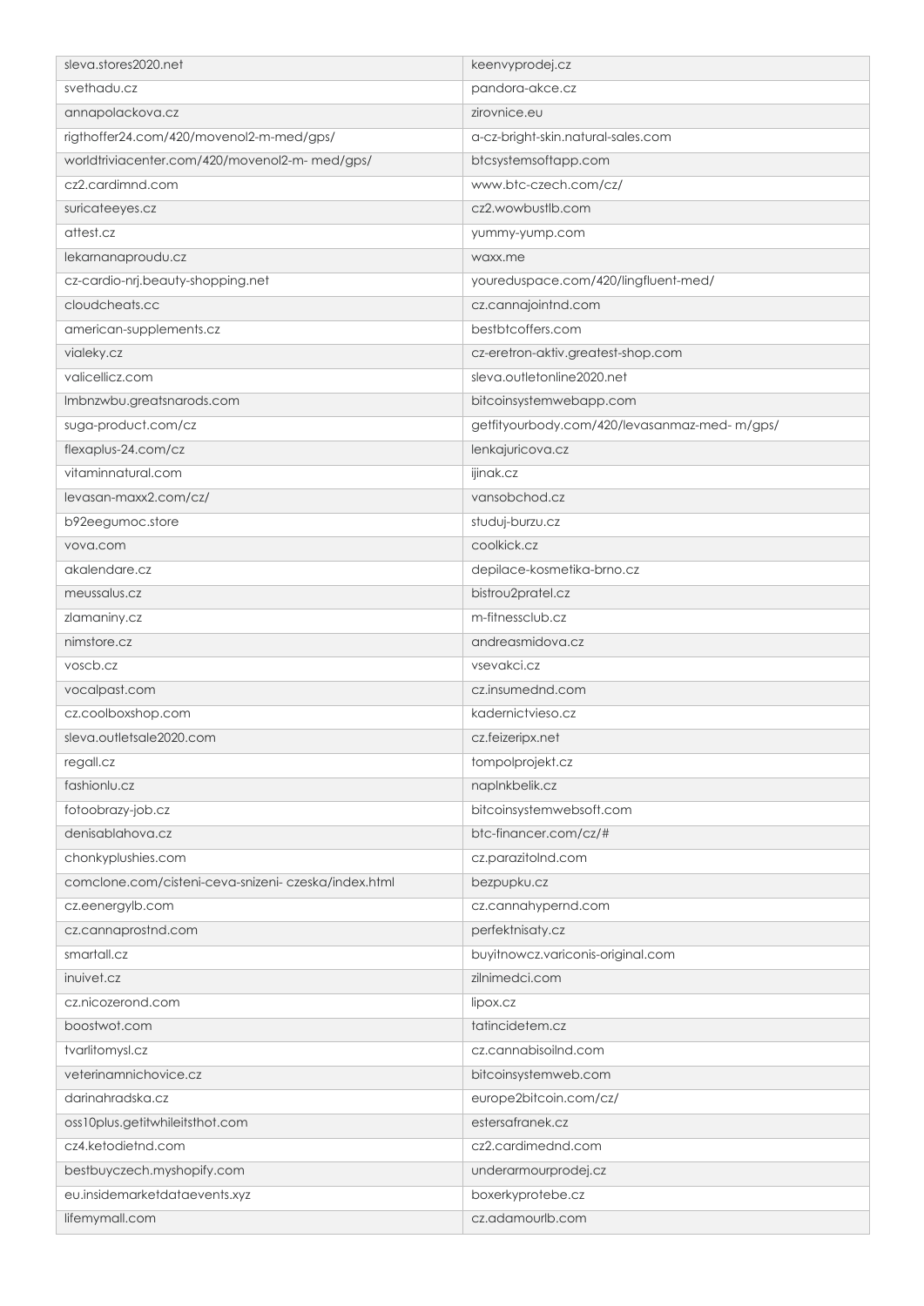| sleva.stores2020.net | keenvyprodej.cz |
|---|---|
| svethadu.cz | pandora-akce.cz |
| annapolackova.cz | zirovnice.eu |
| rigthoffer24.com/420/movenol2-m-med/gps/ | a-cz-bright-skin.natural-sales.com |
| worldtriviacenter.com/420/movenol2-m- med/gps/ | btcsystemsoftapp.com |
| cz2.cardimnd.com | www.btc-czech.com/cz/ |
| suricateeyes.cz | cz2.wowbustlb.com |
| attest.cz | yummy-yump.com |
| lekarnanaproudu.cz | waxx.me |
| cz-cardio-nrj.beauty-shopping.net | youreduspace.com/420/lingfluent-med/ |
| cloudcheats.cc | cz.cannajointnd.com |
| american-supplements.cz | bestbtcoffers.com |
| vialeky.cz | cz-eretron-aktiv.greatest-shop.com |
| valicellicz.com | sleva.outletonline2020.net |
| lmbnzwbu.greatsnarods.com | bitcoinsystemwebapp.com |
| suga-product.com/cz | getfityourbody.com/420/levasanmaz-med- m/gps/ |
| flexaplus-24.com/cz | lenkajuricova.cz |
| vitaminnatural.com | ijinak.cz |
| levasan-maxx2.com/cz/ | vansobchod.cz |
| b92eegumoc.store | studuj-burzu.cz |
| vova.com | coolkick.cz |
| akalendare.cz | depilace-kosmetika-brno.cz |
| meussalus.cz | bistrou2pratel.cz |
| zlamaniny.cz | m-fitnessclub.cz |
| nimstore.cz | andreasmidova.cz |
| voscb.cz | vsevakci.cz |
| vocalpast.com | cz.insumednd.com |
| cz.coolboxshop.com | kadernictvieso.cz |
| sleva.outletsale2020.com | cz.feizeripx.net |
| regall.cz | tompolprojekt.cz |
| fashionlu.cz | naplnkbelik.cz |
| fotoobrazy-job.cz | bitcoinsystemwebsoft.com |
| denisablahova.cz | btc-financer.com/cz/# |
| chonkyplushies.com | cz.parazitolnd.com |
| comclone.com/cisteni-ceva-snizeni- czeska/index.html | bezpupku.cz |
| cz.eenergylb.com | cz.cannahypernd.com |
| cz.cannaprostnd.com | perfektnisaty.cz |
| smartall.cz | buyitnowcz.variconis-original.com |
| inuivet.cz | zilnimedci.com |
| cz.nicozerond.com | lipox.cz |
| boostwot.com | tatincidetem.cz |
| tvarlitomysl.cz | cz.cannabisoilnd.com |
| veterinamnichovice.cz | bitcoinsystemweb.com |
| darinahradska.cz | europe2bitcoin.com/cz/ |
| oss10plus.getitwhileitsthot.com | estersafranek.cz |
| cz4.ketodietnd.com | cz2.cardimednd.com |
| bestbuyczech.myshopify.com | underarmourprodej.cz |
| eu.insidemarketdataevents.xyz | boxerkyprotebe.cz |
| lifemymall.com | cz.adamourlb.com |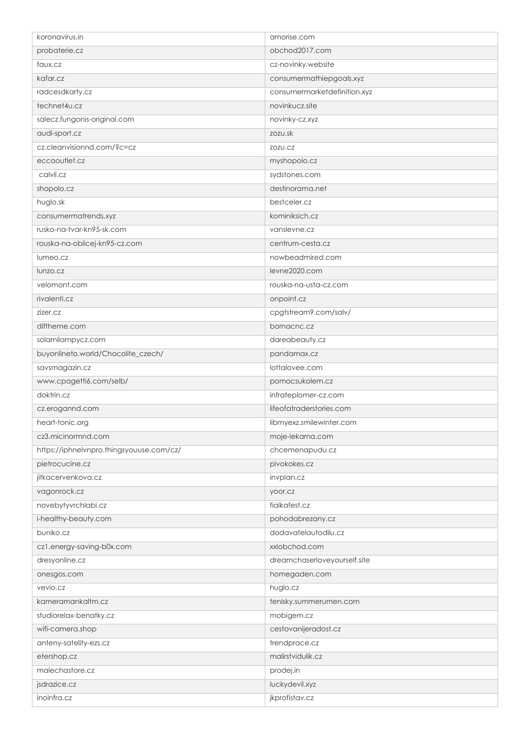| koronavirus.in | amorise.com |
|---|---|
| probaterie.cz | obchod2017.com |
| faux.cz | cz-novinky.website |
| kafar.cz | consumermathiepgoals.xyz |
| radcesdkarty.cz | consumermarketdefinition.xyz |
| technet4u.cz | novinkucz.site |
| salecz.fungonis-original.com | novinky-cz.xyz |
| audi-sport.cz | zozu.sk |
| cz.cleanvisionnd.com/?c=cz | zozu.cz |
| eccooutlet.cz | myshopolo.cz |
| calvil.cz | sydstones.com |
| shopolo.cz | destinorama.net |
| huglo.sk | bestceler.cz |
| consumermatrends.xyz | kominiksich.cz |
| rusko-na-tvar-kn95-sk.com | vanslevne.cz |
| rouska-na-oblicej-kn95-cz.com | centrum-cesta.cz |
| lumeo.cz | nowbeadmired.com |
| lunzo.cz | levne2020.com |
| velomont.com | rouska-na-usta-cz.com |
| rivalenti.cz | onpoint.cz |
| zizer.cz | cpgtstream9.com/salv/ |
| diftheme.com | bornacnc.cz |
| solarnilampycz.com | dareabeauty.cz |
| buyonlineto.world/Chocolite_czech/ | pandamax.cz |
| savsmagazin.cz | lottalovee.com |
| www.cpagetti6.com/selb/ | pomocsukolem.cz |
| doktrin.cz | infrateplomer-cz.com |
| cz.erogannd.com | lifeofatraderstories.com |
| heart-tonic.org | libmyexz.smilewinter.com |
| cz3.micinormnd.com | moje-lekarna.com |
| https://iphnelvnpro.thingsyouuse.com/cz/ | chcemenapudu.cz |
| pietrocucine.cz | pivokokes.cz |
| jitkacervenkova.cz | invplan.cz |
| vagonrock.cz | yoor.cz |
| novebytyvrchlabi.cz | fialkafest.cz |
| i-healthy-beauty.com | pohodabrezany.cz |
| buniko.cz | dodavatelautodilu.cz |
| cz1.energy-saving-b0x.com | xxlobchod.com |
| dresyonline.cz | dreamchaserloveyourself.site |
| onesgos.com | homegaden.com |
| vevio.cz | huglo.cz |
| kameramankaltm.cz | tenisky.summerumen.com |
| studiorelax-benatky.cz | mobigem.cz |
| wifi-camera.shop | cestovanijeradost.cz |
| anteny-satelity-ezs.cz | trendprace.cz |
| etershop.cz | malirstvidulik.cz |
| malechastore.cz | prodej.in |
| jsdrazice.cz | luckydevil.xyz |
| inoinfra.cz | jkprofistav.cz |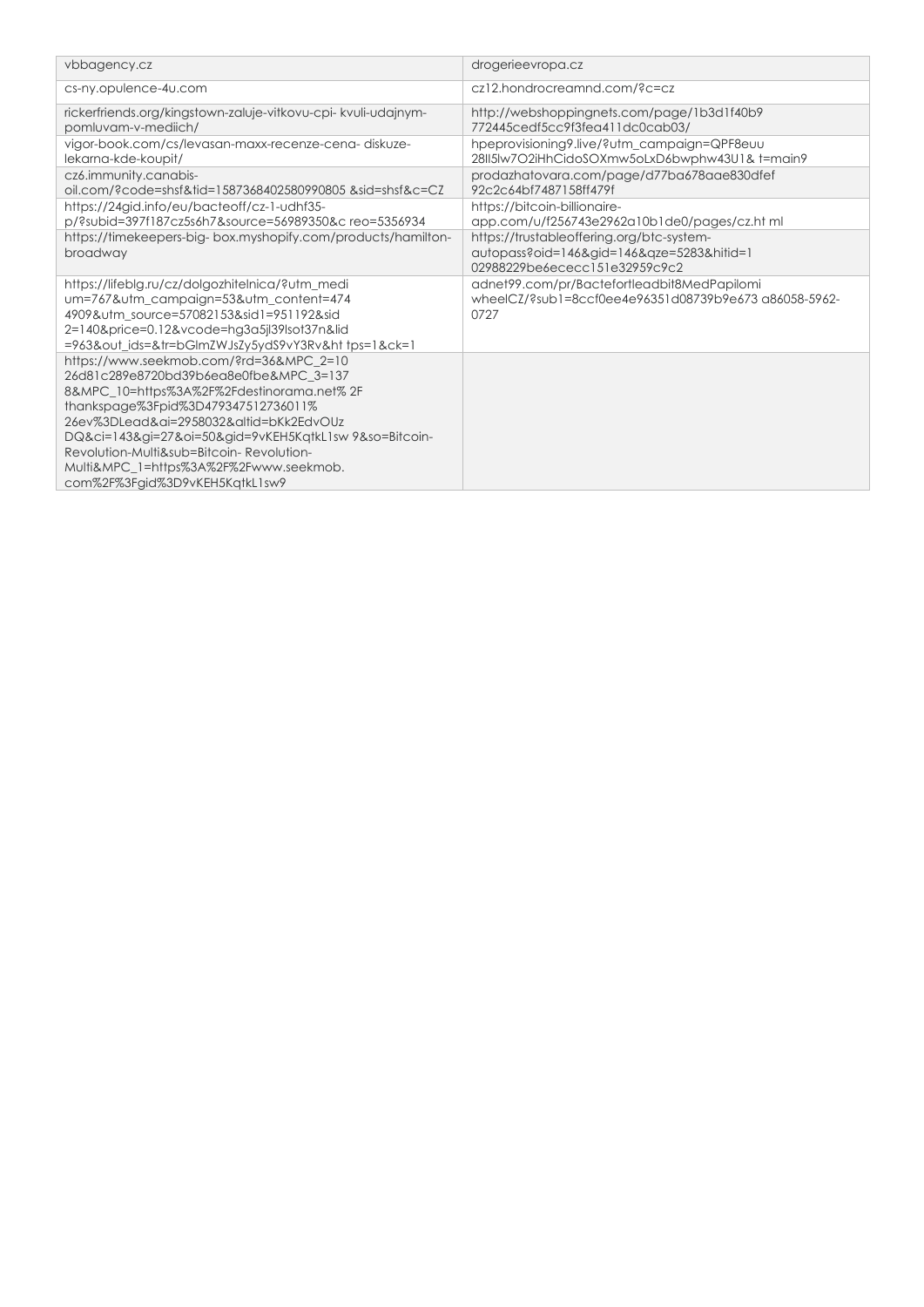| | |
|---|---|
| vbbagency.cz | drogerieevropa.cz |
| cs-ny.opulence-4u.com | cz12.hondrocreamnd.com/?c=cz |
| rickerfriends.org/kingstown-zaluje-vitkovu-cpi- kvuli-udajnym-pomluvam-v-mediich/ | http://webshoppingnets.com/page/1b3d1f40b9 772445cedf5cc9f3fea411dc0cab03/ |
| vigor-book.com/cs/levasan-maxx-recenze-cena- diskuze-lekarna-kde-koupit/ | hpeprovisioning9.live/?utm_campaign=QPF8euu 28lI5lw7O2iHhCidoSOXmw5oLxD6bwphw43U1& t=main9 |
| cz6.immunity.canabis-oil.com/?code=shsf&tid=1587368402580990805 &sid=shsf&c=CZ | prodazhatovara.com/page/d77ba678aae830dfef 92c2c64bf7487158ff479f |
| https://24gid.info/eu/bacteoff/cz-1-udhf35-p/?subid=397f187cz5s6h7&source=56989350&c reo=5356934 | https://bitcoin-billionaire-app.com/u/f256743e2962a10b1de0/pages/cz.ht ml |
| https://timekeepers-big- box.myshopify.com/products/hamilton-broadway | https://trustableoffering.org/btc-system-autopass?oid=146&gid=146&qze=5283&hitid=1 02988229be6ececc151e32959c9c2 |
| https://lifeblg.ru/cz/dolgozhitelnica/?utm_medi um=767&utm_campaign=53&utm_content=474 4909&utm_source=57082153&sid1=951192&sid 2=140&price=0.12&vcode=hg3a5jl39lsot37n&lid =963&out_ids=&tr=bGlmZWJsZy5ydS9vY3Rv&ht tps=1&ck=1 | adnet99.com/pr/Bactefortleadbit8MedPapilomi wheelCZ/?sub1=8ccf0ee4e96351d08739b9e673 a86058-5962-0727 |
| https://www.seekmob.com/?rd=36&MPC_2=10 26d81c289e8720bd39b6ea8e0fbe&MPC_3=137 8&MPC_10=https%3A%2F%2Fdestinorama.net% 2F thankspage%3Fpid%3D479347512736011% 26ev%3DLead&ai=2958032&altid=bKk2EdvOUz DQ&ci=143&gi=27&oi=50&gid=9vKEH5KqtkL1sw 9&so=Bitcoin-Revolution-Multi&sub=Bitcoin- Revolution-Multi&MPC_1=https%3A%2F%2Fwww.seekmob. com%2F%3Fgid%3D9vKEH5KqtkL1sw9 | |